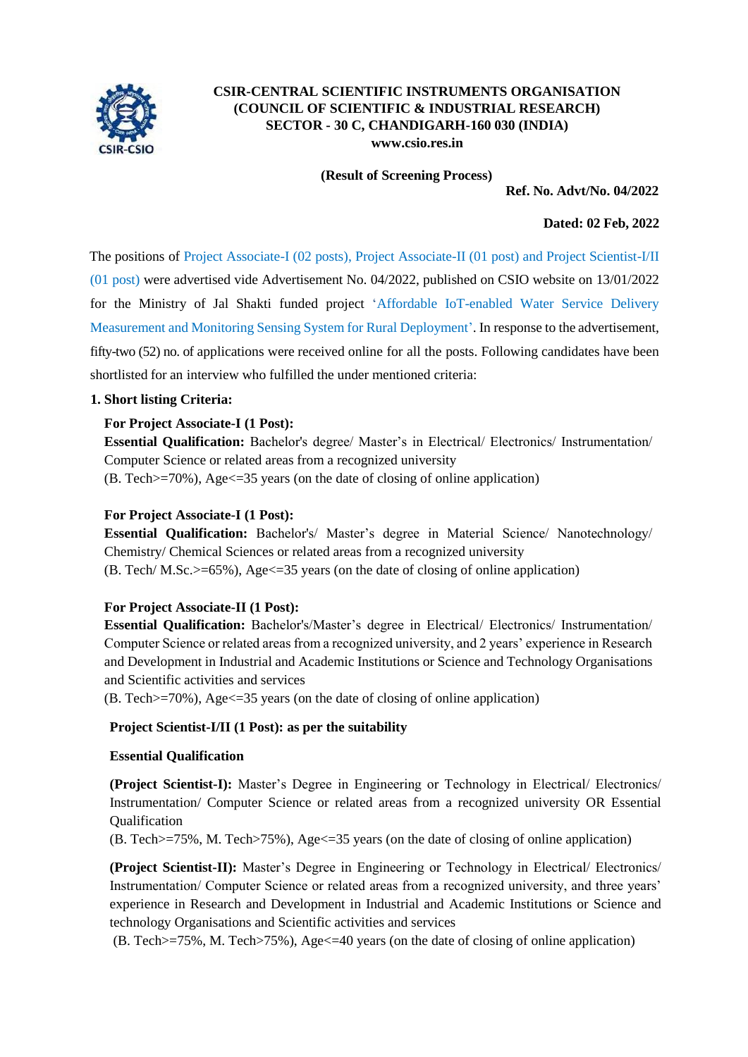**CSIR-CENTRAL SCIENTIFIC INSTRUMENTS ORGANISATION**
**(COUNCIL OF SCIENTIFIC & INDUSTRIAL RESEARCH)**
**SECTOR - 30 C, CHANDIGARH-160 030 (INDIA)**
**www.csio.res.in**

**(Result of Screening Process)**

**Ref. No. Advt/No. 04/2022**

**Dated: 02 Feb, 2022**

The positions of Project Associate-I (02 posts), Project Associate-II (01 post) and Project Scientist-I/II (01 post) were advertised vide Advertisement No. 04/2022, published on CSIO website on 13/01/2022 for the Ministry of Jal Shakti funded project 'Affordable IoT-enabled Water Service Delivery Measurement and Monitoring Sensing System for Rural Deployment'. In response to the advertisement, fifty-two (52) no. of applications were received online for all the posts. Following candidates have been shortlisted for an interview who fulfilled the under mentioned criteria:

**1. Short listing Criteria:**

**For Project Associate-I (1 Post):**
**Essential Qualification:** Bachelor's degree/ Master's in Electrical/ Electronics/ Instrumentation/ Computer Science or related areas from a recognized university
(B. Tech>=70%), Age<=35 years (on the date of closing of online application)

**For Project Associate-I (1 Post):**
**Essential Qualification:** Bachelor's/ Master's degree in Material Science/ Nanotechnology/ Chemistry/ Chemical Sciences or related areas from a recognized university
(B. Tech/ M.Sc.>=65%), Age<=35 years (on the date of closing of online application)

**For Project Associate-II (1 Post):**
**Essential Qualification:** Bachelor's/Master's degree in Electrical/ Electronics/ Instrumentation/ Computer Science or related areas from a recognized university, and 2 years' experience in Research and Development in Industrial and Academic Institutions or Science and Technology Organisations and Scientific activities and services
(B. Tech>=70%), Age<=35 years (on the date of closing of online application)

**Project Scientist-I/II (1 Post): as per the suitability**

**Essential Qualification**

**(Project Scientist-I):** Master's Degree in Engineering or Technology in Electrical/ Electronics/ Instrumentation/ Computer Science or related areas from a recognized university OR Essential Qualification
(B. Tech>=75%, M. Tech>75%), Age<=35 years (on the date of closing of online application)

**(Project Scientist-II):** Master's Degree in Engineering or Technology in Electrical/ Electronics/ Instrumentation/ Computer Science or related areas from a recognized university, and three years' experience in Research and Development in Industrial and Academic Institutions or Science and technology Organisations and Scientific activities and services
(B. Tech>=75%, M. Tech>75%), Age<=40 years (on the date of closing of online application)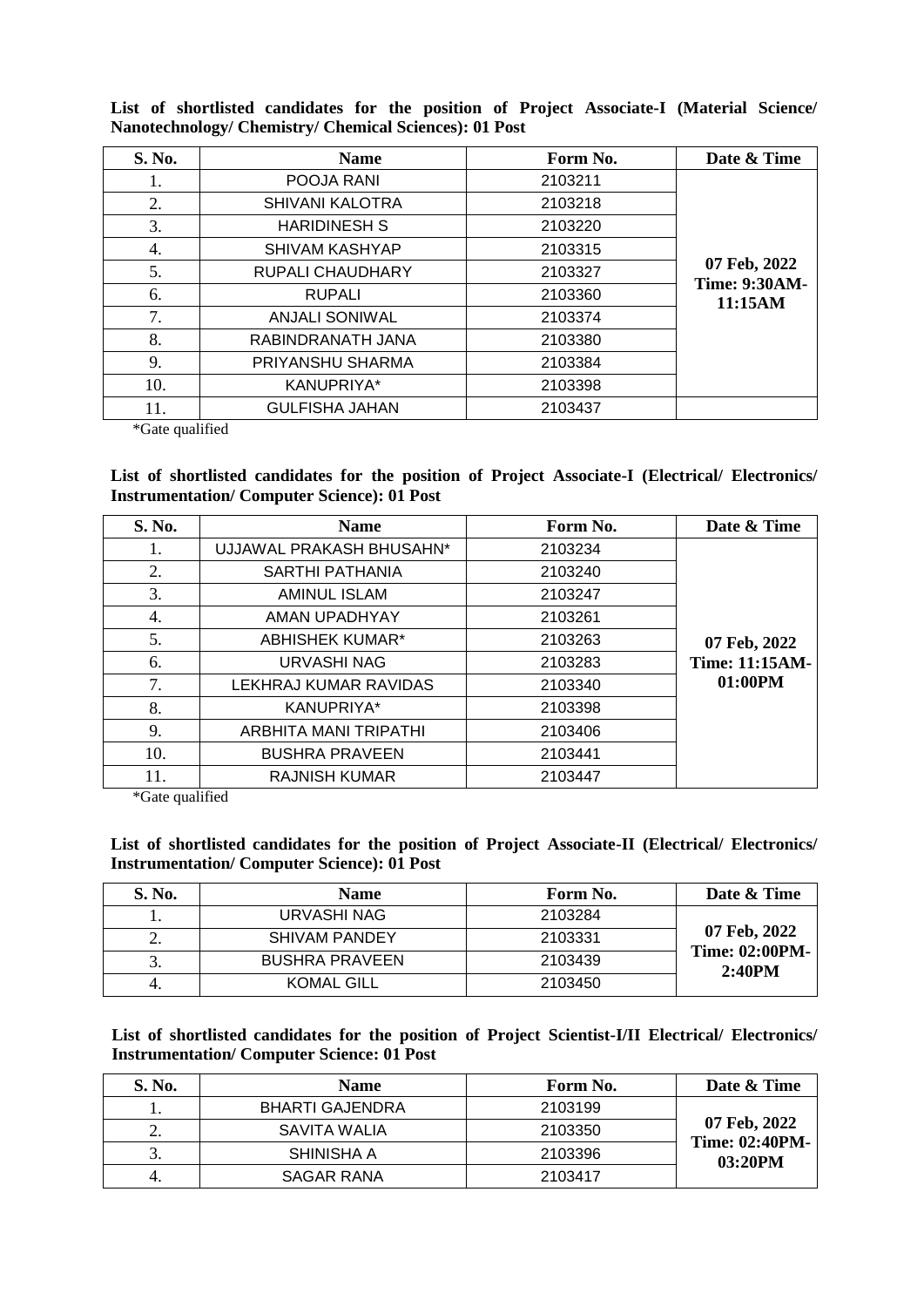**List of shortlisted candidates for the position of Project Associate-I (Material Science/ Nanotechnology/ Chemistry/ Chemical Sciences): 01 Post**

| S. No. | Name | Form No. | Date & Time |
|---|---|---|---|
| 1. | POOJA RANI | 2103211 | 07 Feb, 2022 Time: 9:30AM-11:15AM |
| 2. | SHIVANI KALOTRA | 2103218 | |
| 3. | HARIDINESH S | 2103220 | |
| 4. | SHIVAM KASHYAP | 2103315 | |
| 5. | RUPALI CHAUDHARY | 2103327 | |
| 6. | RUPALI | 2103360 | |
| 7. | ANJALI SONIWAL | 2103374 | |
| 8. | RABINDRANATH JANA | 2103380 | |
| 9. | PRIYANSHU SHARMA | 2103384 | |
| 10. | KANUPRIYA* | 2103398 | |
| 11. | GULFISHA JAHAN | 2103437 | |

*Gate qualified

**List of shortlisted candidates for the position of Project Associate-I (Electrical/ Electronics/ Instrumentation/ Computer Science): 01 Post**

| S. No. | Name | Form No. | Date & Time |
|---|---|---|---|
| 1. | UJJAWAL PRAKASH BHUSAHN* | 2103234 | 07 Feb, 2022 Time: 11:15AM-01:00PM |
| 2. | SARTHI PATHANIA | 2103240 | |
| 3. | AMINUL ISLAM | 2103247 | |
| 4. | AMAN UPADHYAY | 2103261 | |
| 5. | ABHISHEK KUMAR* | 2103263 | |
| 6. | URVASHI NAG | 2103283 | |
| 7. | LEKHRAJ KUMAR RAVIDAS | 2103340 | |
| 8. | KANUPRIYA* | 2103398 | |
| 9. | ARBHITA MANI TRIPATHI | 2103406 | |
| 10. | BUSHRA PRAVEEN | 2103441 | |
| 11. | RAJNISH KUMAR | 2103447 | |

*Gate qualified

**List of shortlisted candidates for the position of Project Associate-II (Electrical/ Electronics/ Instrumentation/ Computer Science): 01 Post**

| S. No. | Name | Form No. | Date & Time |
|---|---|---|---|
| 1. | URVASHI NAG | 2103284 | 07 Feb, 2022 Time: 02:00PM-2:40PM |
| 2. | SHIVAM PANDEY | 2103331 | |
| 3. | BUSHRA PRAVEEN | 2103439 | |
| 4. | KOMAL GILL | 2103450 | |

**List of shortlisted candidates for the position of Project Scientist-I/II Electrical/ Electronics/ Instrumentation/ Computer Science: 01 Post**

| S. No. | Name | Form No. | Date & Time |
|---|---|---|---|
| 1. | BHARTI GAJENDRA | 2103199 | 07 Feb, 2022 Time: 02:40PM-03:20PM |
| 2. | SAVITA WALIA | 2103350 | |
| 3. | SHINISHA A | 2103396 | |
| 4. | SAGAR RANA | 2103417 | |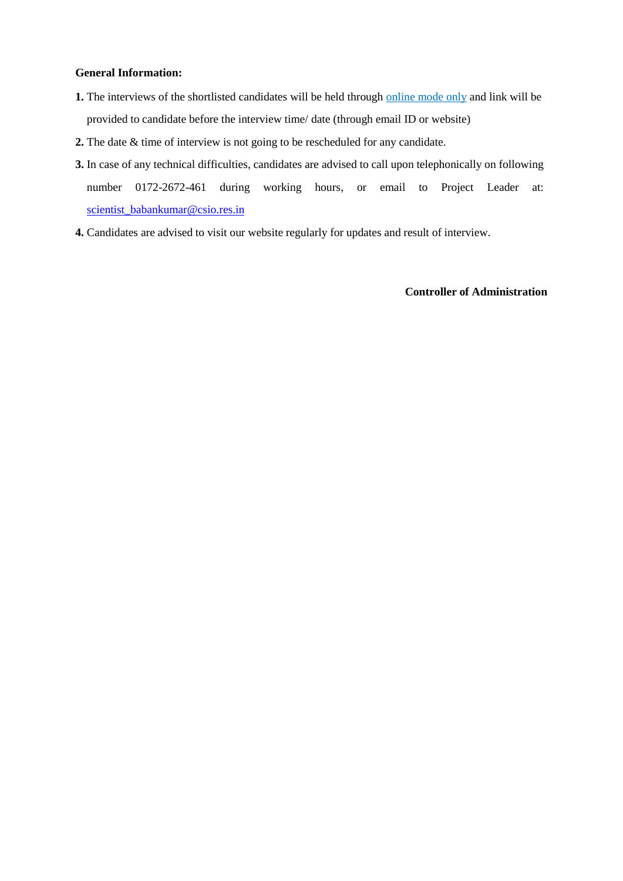**General Information:**

**1.** The interviews of the shortlisted candidates will be held through online mode only and link will be provided to candidate before the interview time/ date (through email ID or website)

**2.** The date & time of interview is not going to be rescheduled for any candidate.

**3.** In case of any technical difficulties, candidates are advised to call upon telephonically on following number 0172-2672-461 during working hours, or email to Project Leader at: scientist_babankumar@csio.res.in

**4.** Candidates are advised to visit our website regularly for updates and result of interview.

**Controller of Administration**